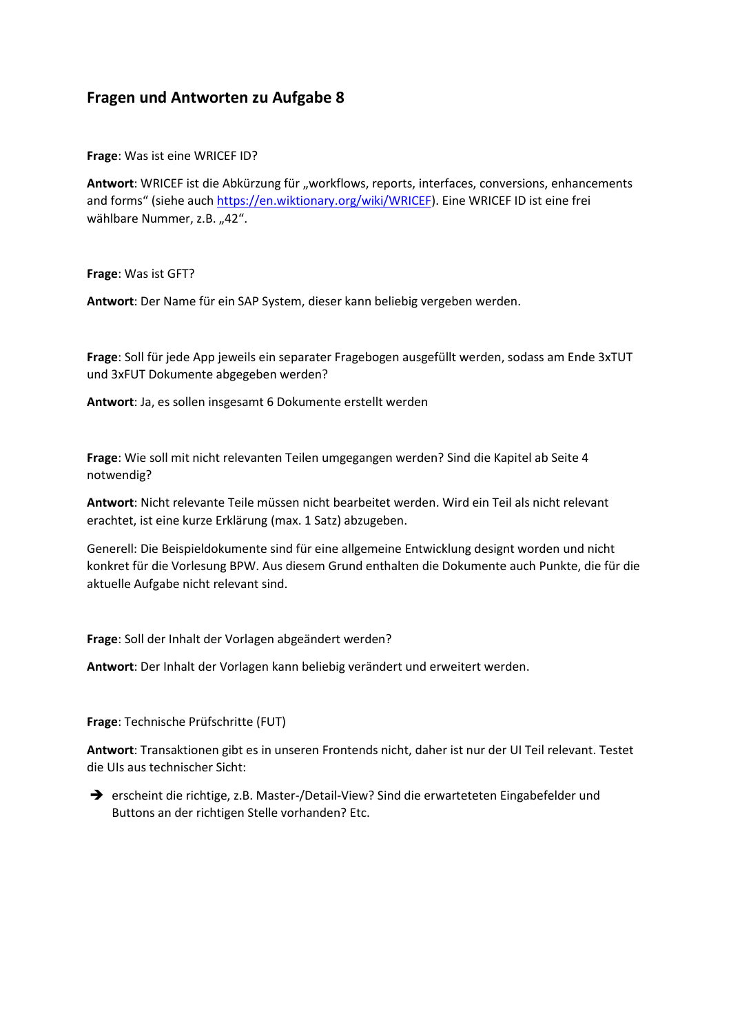## Fragen und Antworten zu Aufgabe 8

**Frage**: Was ist eine WRICEF ID?

**Antwort**: WRICEF ist die Abkürzung für „workflows, reports, interfaces, conversions, enhancements and forms" (siehe auch https://en.wiktionary.org/wiki/WRICEF). Eine WRICEF ID ist eine frei wählbare Nummer, z.B. „42".

**Frage**: Was ist GFT?

**Antwort**: Der Name für ein SAP System, dieser kann beliebig vergeben werden.

**Frage**: Soll für jede App jeweils ein separater Fragebogen ausgefüllt werden, sodass am Ende 3xTUT und 3xFUT Dokumente abgegeben werden?

**Antwort**: Ja, es sollen insgesamt 6 Dokumente erstellt werden

**Frage**: Wie soll mit nicht relevanten Teilen umgegangen werden? Sind die Kapitel ab Seite 4 notwendig?

**Antwort**: Nicht relevante Teile müssen nicht bearbeitet werden. Wird ein Teil als nicht relevant erachtet, ist eine kurze Erklärung (max. 1 Satz) abzugeben.

Generell: Die Beispieldokumente sind für eine allgemeine Entwicklung designt worden und nicht konkret für die Vorlesung BPW. Aus diesem Grund enthalten die Dokumente auch Punkte, die für die aktuelle Aufgabe nicht relevant sind.

**Frage**: Soll der Inhalt der Vorlagen abgeändert werden?

**Antwort**: Der Inhalt der Vorlagen kann beliebig verändert und erweitert werden.

**Frage**: Technische Prüfschritte (FUT)

**Antwort**: Transaktionen gibt es in unseren Frontends nicht, daher ist nur der UI Teil relevant. Testet die UIs aus technischer Sicht:

- ➔ erscheint die richtige, z.B. Master-/Detail-View? Sind die erwarteteten Eingabefelder und Buttons an der richtigen Stelle vorhanden? Etc.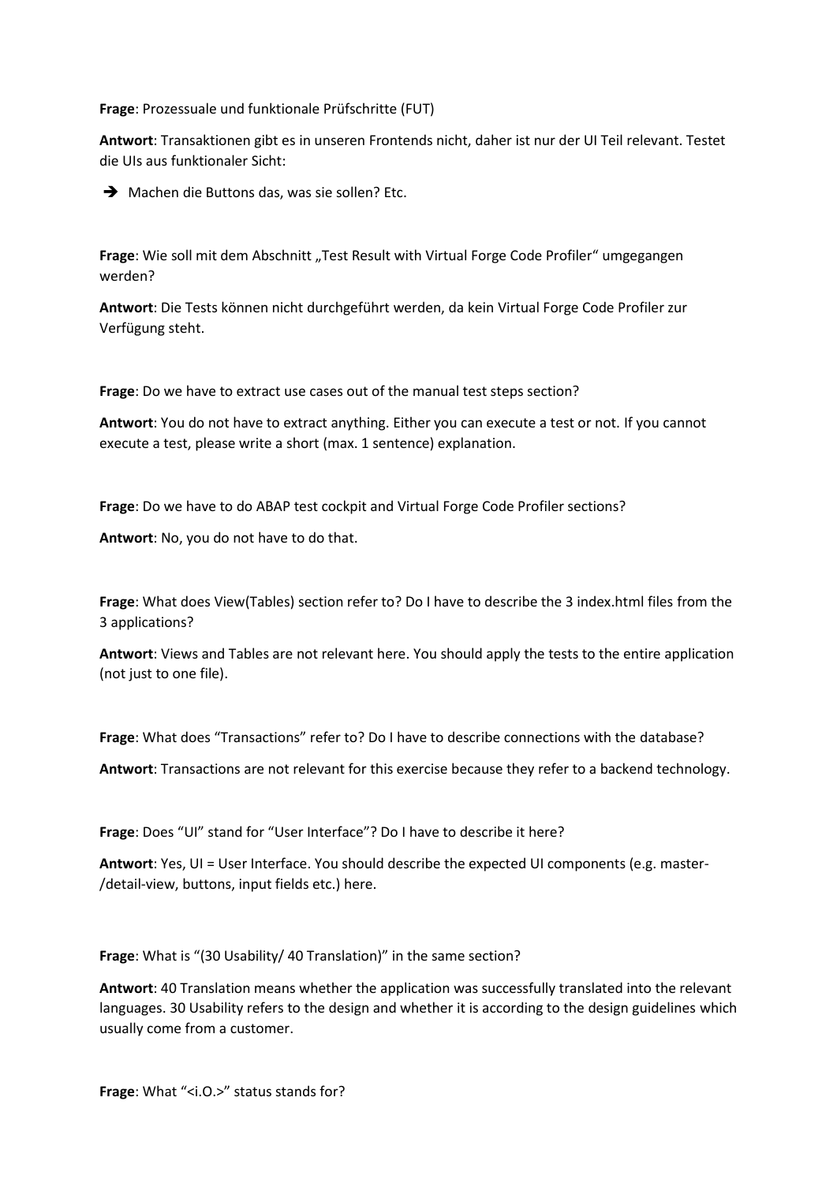**Frage**: Prozessuale und funktionale Prüfschritte (FUT)

**Antwort**: Transaktionen gibt es in unseren Frontends nicht, daher ist nur der UI Teil relevant. Testet die UIs aus funktionaler Sicht:

➔ Machen die Buttons das, was sie sollen? Etc.

**Frage**: Wie soll mit dem Abschnitt „Test Result with Virtual Forge Code Profiler" umgegangen werden?

**Antwort**: Die Tests können nicht durchgeführt werden, da kein Virtual Forge Code Profiler zur Verfügung steht.

**Frage**: Do we have to extract use cases out of the manual test steps section?

**Antwort**: You do not have to extract anything. Either you can execute a test or not. If you cannot execute a test, please write a short (max. 1 sentence) explanation.

**Frage**: Do we have to do ABAP test cockpit and Virtual Forge Code Profiler sections?

**Antwort**: No, you do not have to do that.

**Frage**: What does View(Tables) section refer to? Do I have to describe the 3 index.html files from the 3 applications?

**Antwort**: Views and Tables are not relevant here. You should apply the tests to the entire application (not just to one file).

**Frage**: What does "Transactions" refer to? Do I have to describe connections with the database?

**Antwort**: Transactions are not relevant for this exercise because they refer to a backend technology.

**Frage**: Does "UI" stand for "User Interface"? Do I have to describe it here?

**Antwort**: Yes, UI = User Interface. You should describe the expected UI components (e.g. master-/detail-view, buttons, input fields etc.) here.

**Frage**: What is "(30 Usability/ 40 Translation)" in the same section?

**Antwort**: 40 Translation means whether the application was successfully translated into the relevant languages. 30 Usability refers to the design and whether it is according to the design guidelines which usually come from a customer.

**Frage**: What "<i.O.>" status stands for?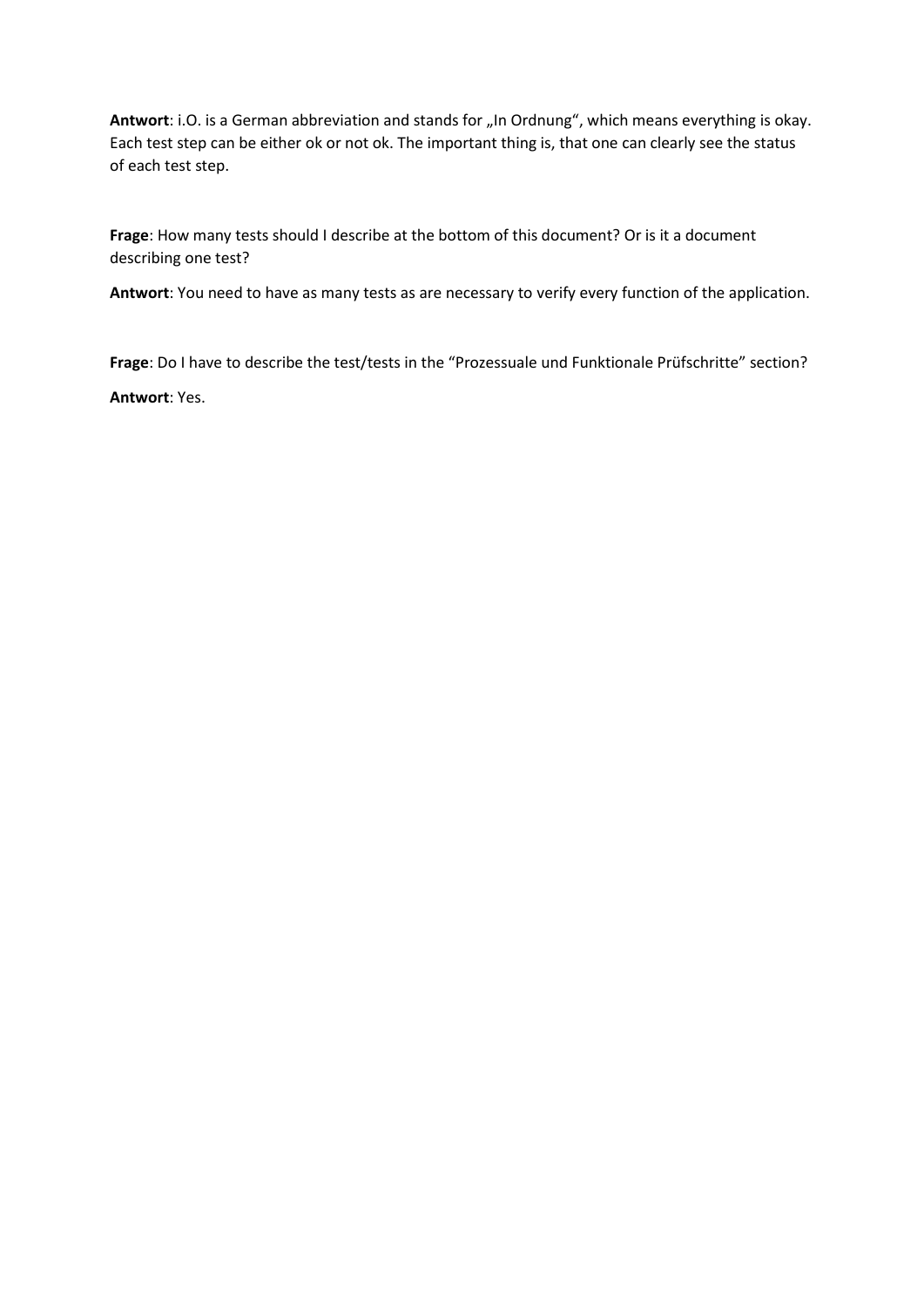**Antwort**: i.O. is a German abbreviation and stands for „In Ordnung", which means everything is okay. Each test step can be either ok or not ok. The important thing is, that one can clearly see the status of each test step.

**Frage**: How many tests should I describe at the bottom of this document? Or is it a document describing one test?

**Antwort**: You need to have as many tests as are necessary to verify every function of the application.

**Frage**: Do I have to describe the test/tests in the "Prozessuale und Funktionale Prüfschritte" section?

**Antwort**: Yes.